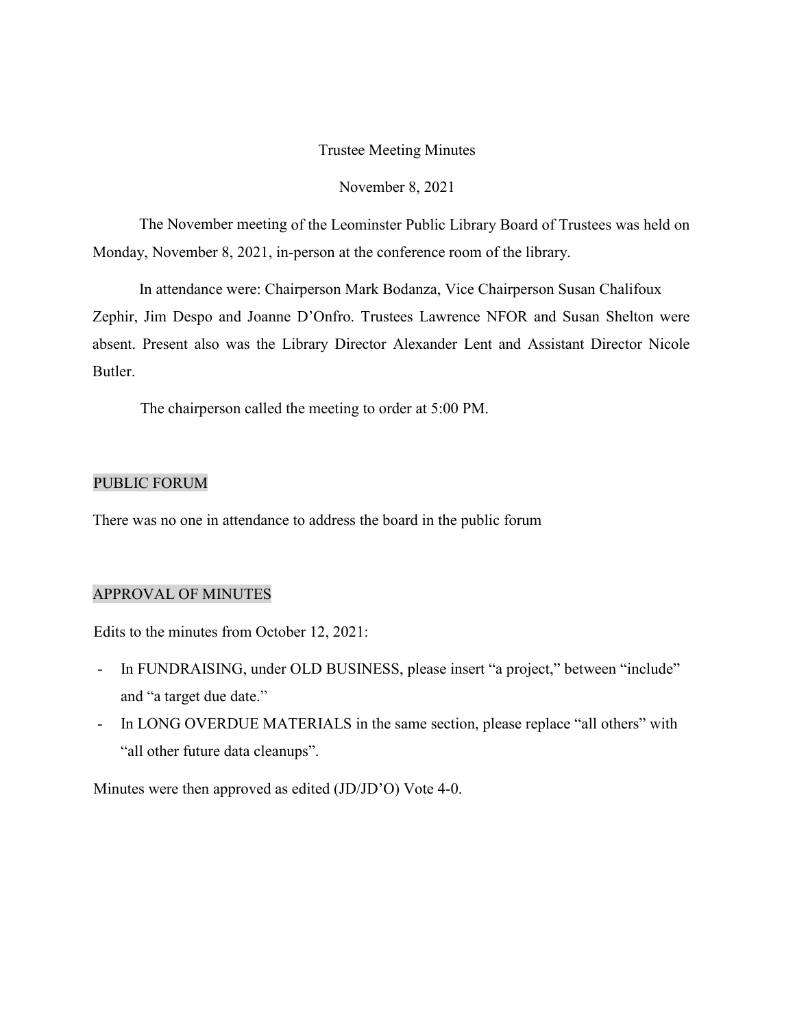# Trustee Meeting Minutes

November 8, 2021

The November meeting of the Leominster Public Library Board of Trustees was held on Monday, November 8, 2021, in-person at the conference room of the library.

In attendance were: Chairperson Mark Bodanza, Vice Chairperson Susan Chalifoux Zephir, Jim Despo and Joanne D'Onfro. Trustees Lawrence NFOR and Susan Shelton were absent. Present also was the Library Director Alexander Lent and Assistant Director Nicole Butler.

The chairperson called the meeting to order at 5:00 PM.

## PUBLIC FORUM

There was no one in attendance to address the board in the public forum

## APPROVAL OF MINUTES

Edits to the minutes from October 12, 2021:

- In FUNDRAISING, under OLD BUSINESS, please insert "a project," between "include" and "a target due date."
- In LONG OVERDUE MATERIALS in the same section, please replace "all others" with "all other future data cleanups".

Minutes were then approved as edited (JD/JD'O) Vote 4-0.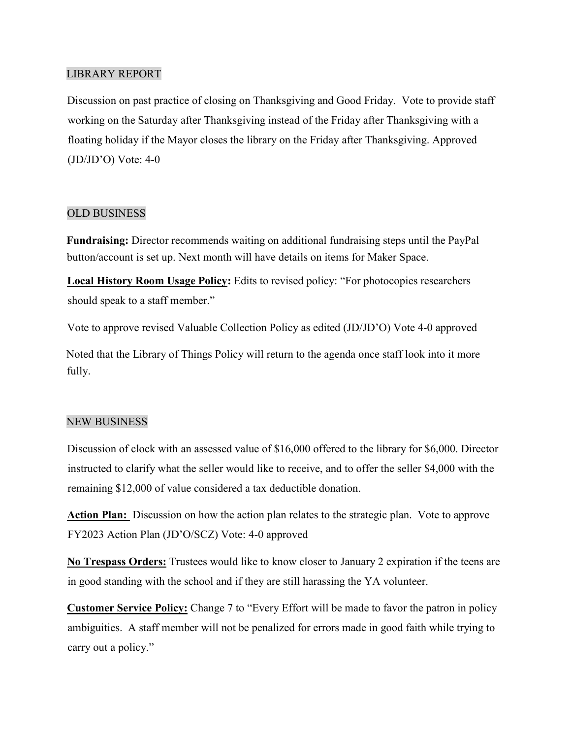## LIBRARY REPORT

Discussion on past practice of closing on Thanksgiving and Good Friday. Vote to provide staff working on the Saturday after Thanksgiving instead of the Friday after Thanksgiving with a floating holiday if the Mayor closes the library on the Friday after Thanksgiving. Approved (JD/JD'O) Vote: 4-0

## OLD BUSINESS

**Fundraising:** Director recommends waiting on additional fundraising steps until the PayPal button/account is set up. Next month will have details on items for Maker Space.

**Local History Room Usage Policy:** Edits to revised policy: "For photocopies researchers should speak to a staff member."

Vote to approve revised Valuable Collection Policy as edited (JD/JD'O) Vote 4-0 approved

Noted that the Library of Things Policy will return to the agenda once staff look into it more fully.

## NEW BUSINESS

Discussion of clock with an assessed value of $16,000 offered to the library for $6,000. Director instructed to clarify what the seller would like to receive, and to offer the seller $4,000 with the remaining $12,000 of value considered a tax deductible donation.

**Action Plan:** Discussion on how the action plan relates to the strategic plan. Vote to approve FY2023 Action Plan (JD'O/SCZ) Vote: 4-0 approved

**No Trespass Orders:** Trustees would like to know closer to January 2 expiration if the teens are in good standing with the school and if they are still harassing the YA volunteer.

**Customer Service Policy:** Change 7 to "Every Effort will be made to favor the patron in policy ambiguities. A staff member will not be penalized for errors made in good faith while trying to carry out a policy."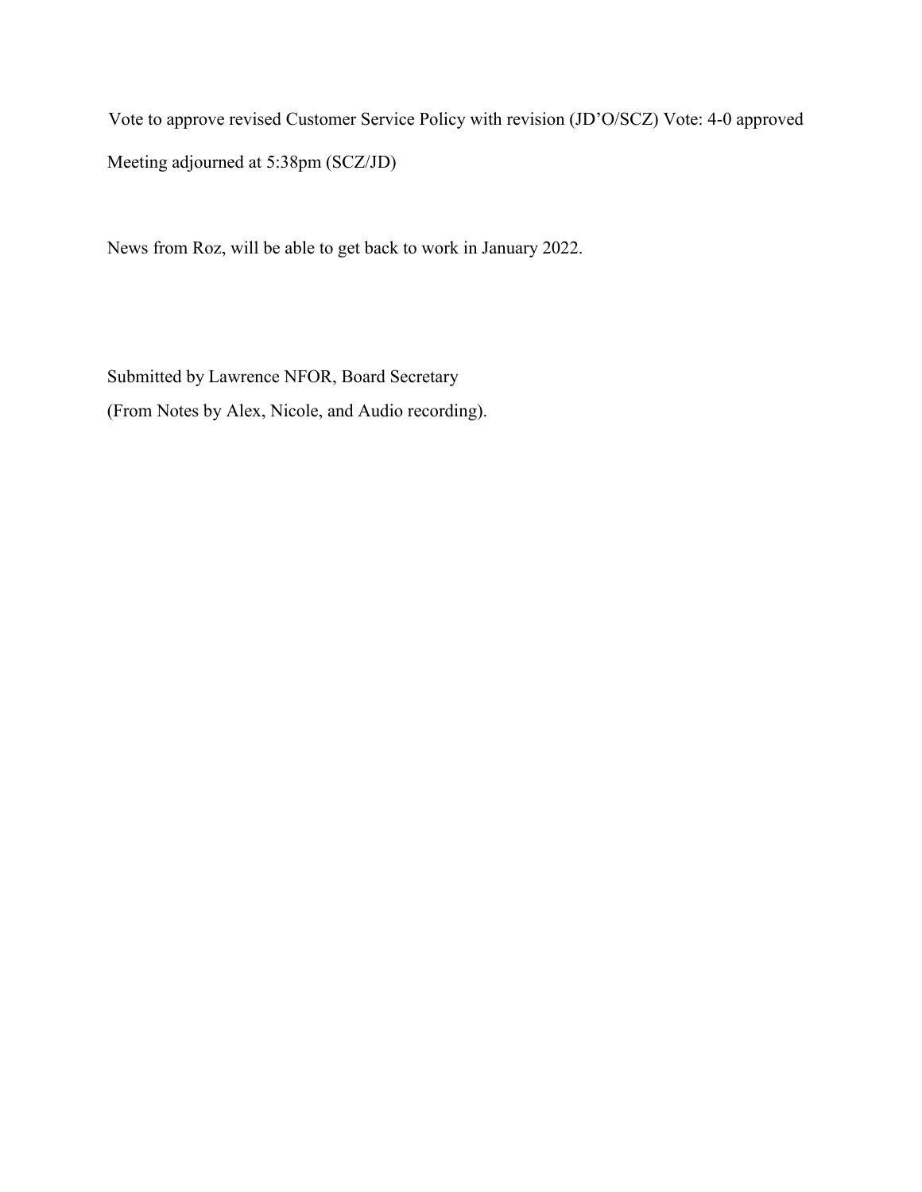Vote to approve revised Customer Service Policy with revision (JD'O/SCZ) Vote: 4-0 approved

Meeting adjourned at 5:38pm (SCZ/JD)

News from Roz, will be able to get back to work in January 2022.

Submitted by Lawrence NFOR, Board Secretary

(From Notes by Alex, Nicole, and Audio recording).